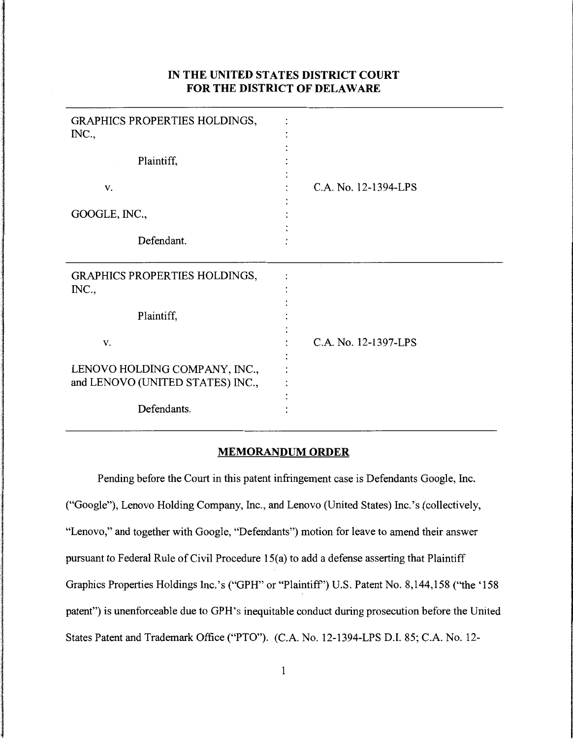# IN THE UNITED STATES DISTRICT COURT FOR THE DISTRICT OF DELAWARE

| | | |
|---|---|---|
| GRAPHICS PROPERTIES HOLDINGS, INC., Plaintiff, v. GOOGLE, INC., Defendant. | : | C.A. No. 12-1394-LPS |
| GRAPHICS PROPERTIES HOLDINGS, INC., Plaintiff, v. LENOVO HOLDING COMPANY, INC., and LENOVO (UNITED STATES) INC., Defendants. | : | C.A. No. 12-1397-LPS |

## MEMORANDUM ORDER

Pending before the Court in this patent infringement case is Defendants Google, Inc. ("Google"), Lenovo Holding Company, Inc., and Lenovo (United States) Inc.'s (collectively, "Lenovo," and together with Google, "Defendants") motion for leave to amend their answer pursuant to Federal Rule of Civil Procedure 15(a) to add a defense asserting that Plaintiff Graphics Properties Holdings Inc.'s ("GPH" or "Plaintiff") U.S. Patent No. 8,144,158 ("the '158 patent") is unenforceable due to GPH's inequitable conduct during prosecution before the United States Patent and Trademark Office ("PTO"). (C.A. No. 12-1394-LPS D.I. 85; C.A. No. 12-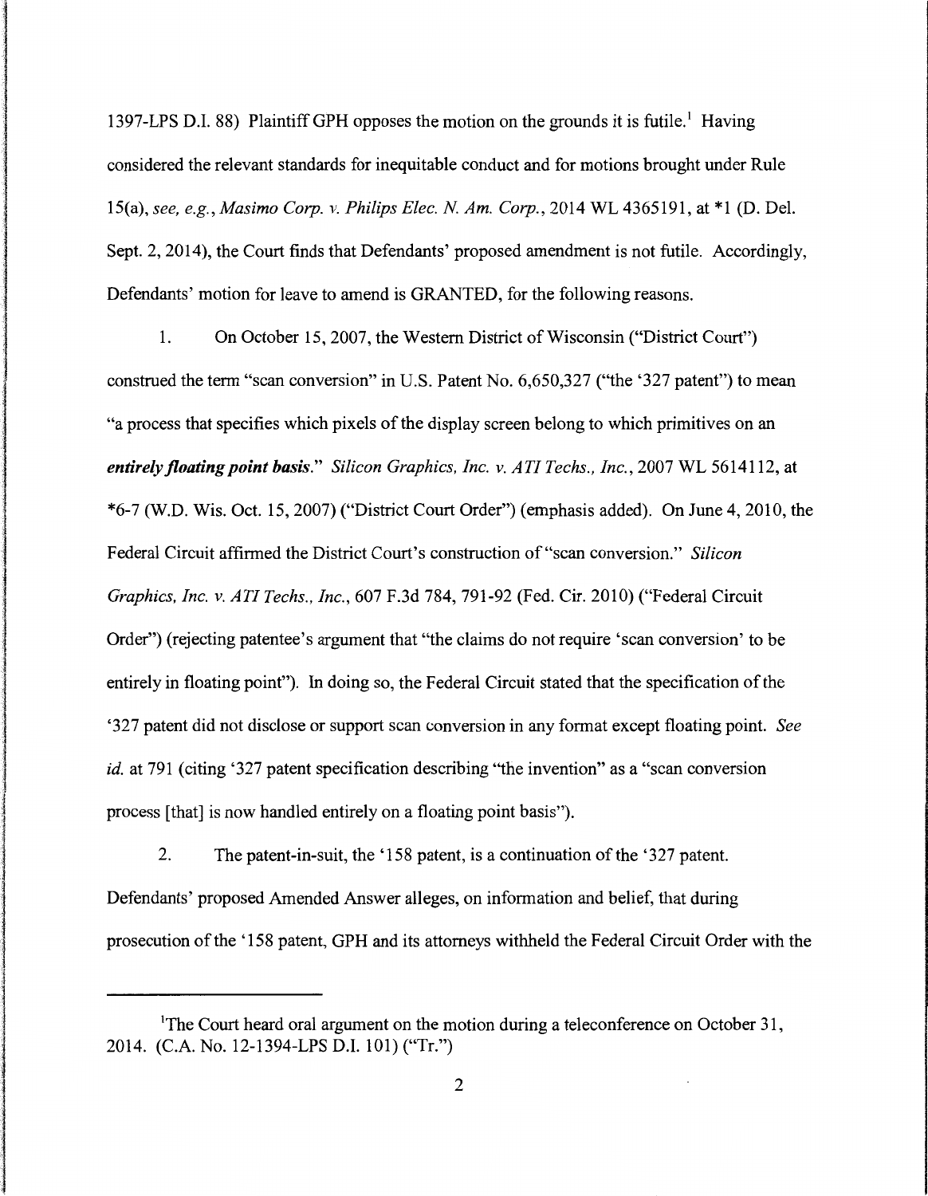1397-LPS D.I. 88) Plaintiff GPH opposes the motion on the grounds it is futile.[1] Having considered the relevant standards for inequitable conduct and for motions brought under Rule 15(a), *see, e.g., Masimo Corp. v. Philips Elec. N. Am. Corp.*, 2014 WL 4365191, at *1 (D. Del. Sept. 2, 2014), the Court finds that Defendants' proposed amendment is not futile. Accordingly, Defendants' motion for leave to amend is GRANTED, for the following reasons.

1. On October 15, 2007, the Western District of Wisconsin ("District Court") construed the term "scan conversion" in U.S. Patent No. 6,650,327 ("the '327 patent") to mean "a process that specifies which pixels of the display screen belong to which primitives on an ***entirely floating point basis***." *Silicon Graphics, Inc. v. ATI Techs., Inc.*, 2007 WL 5614112, at *6-7 (W.D. Wis. Oct. 15, 2007) ("District Court Order") (emphasis added). On June 4, 2010, the Federal Circuit affirmed the District Court's construction of "scan conversion." *Silicon Graphics, Inc. v. ATI Techs., Inc.*, 607 F.3d 784, 791-92 (Fed. Cir. 2010) ("Federal Circuit Order") (rejecting patentee's argument that "the claims do not require 'scan conversion' to be entirely in floating point"). In doing so, the Federal Circuit stated that the specification of the '327 patent did not disclose or support scan conversion in any format except floating point. *See id.* at 791 (citing '327 patent specification describing "the invention" as a "scan conversion process [that] is now handled entirely on a floating point basis").

2. The patent-in-suit, the '158 patent, is a continuation of the '327 patent. Defendants' proposed Amended Answer alleges, on information and belief, that during prosecution of the '158 patent, GPH and its attorneys withheld the Federal Circuit Order with the

[1] The Court heard oral argument on the motion during a teleconference on October 31, 2014. (C.A. No. 12-1394-LPS D.I. 101) ("Tr.")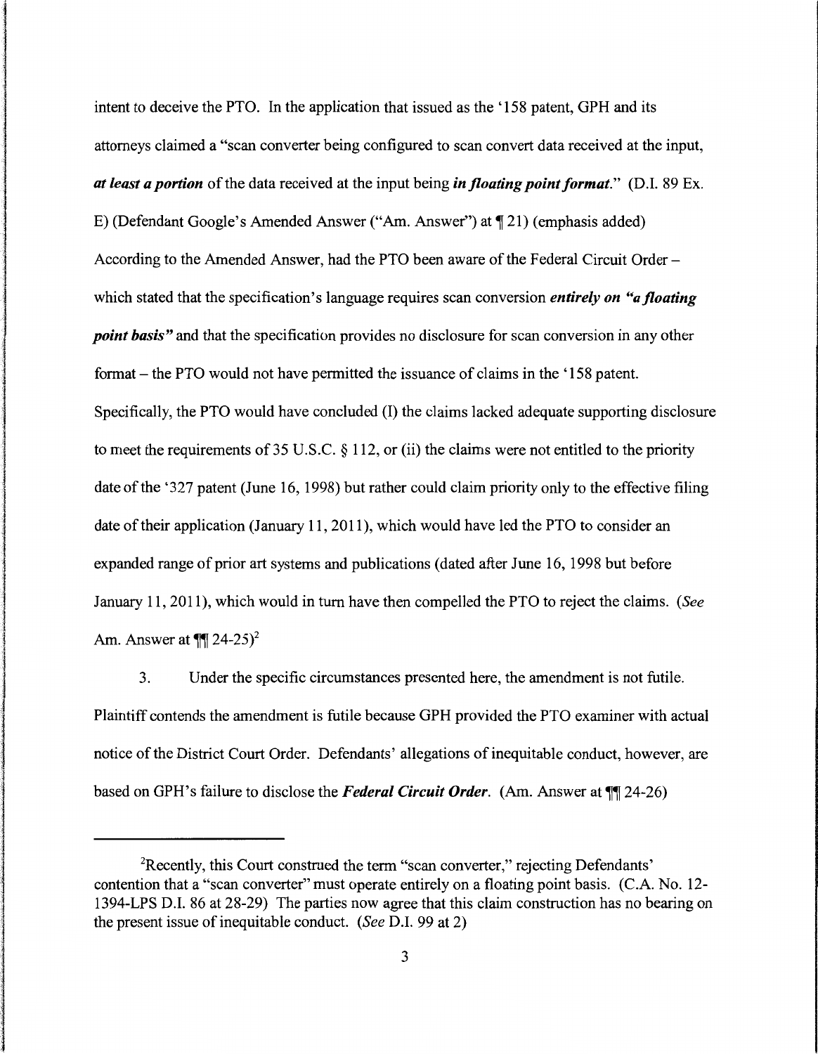intent to deceive the PTO. In the application that issued as the '158 patent, GPH and its attorneys claimed a "scan converter being configured to scan convert data received at the input, ***at least a portion*** of the data received at the input being ***in floating point format***." (D.I. 89 Ex. E) (Defendant Google's Amended Answer ("Am. Answer") at ¶ 21) (emphasis added) According to the Amended Answer, had the PTO been aware of the Federal Circuit Order – which stated that the specification's language requires scan conversion ***entirely on "a floating point basis"*** and that the specification provides no disclosure for scan conversion in any other format – the PTO would not have permitted the issuance of claims in the '158 patent. Specifically, the PTO would have concluded (I) the claims lacked adequate supporting disclosure to meet the requirements of 35 U.S.C. § 112, or (ii) the claims were not entitled to the priority date of the '327 patent (June 16, 1998) but rather could claim priority only to the effective filing date of their application (January 11, 2011), which would have led the PTO to consider an expanded range of prior art systems and publications (dated after June 16, 1998 but before January 11, 2011), which would in turn have then compelled the PTO to reject the claims. (*See* Am. Answer at ¶¶ 24-25)[2]

3. Under the specific circumstances presented here, the amendment is not futile. Plaintiff contends the amendment is futile because GPH provided the PTO examiner with actual notice of the District Court Order. Defendants' allegations of inequitable conduct, however, are based on GPH's failure to disclose the ***Federal Circuit Order***. (Am. Answer at ¶¶ 24-26)

---

[2]Recently, this Court construed the term "scan converter," rejecting Defendants' contention that a "scan converter" must operate entirely on a floating point basis. (C.A. No. 12-1394-LPS D.I. 86 at 28-29) The parties now agree that this claim construction has no bearing on the present issue of inequitable conduct. (*See* D.I. 99 at 2)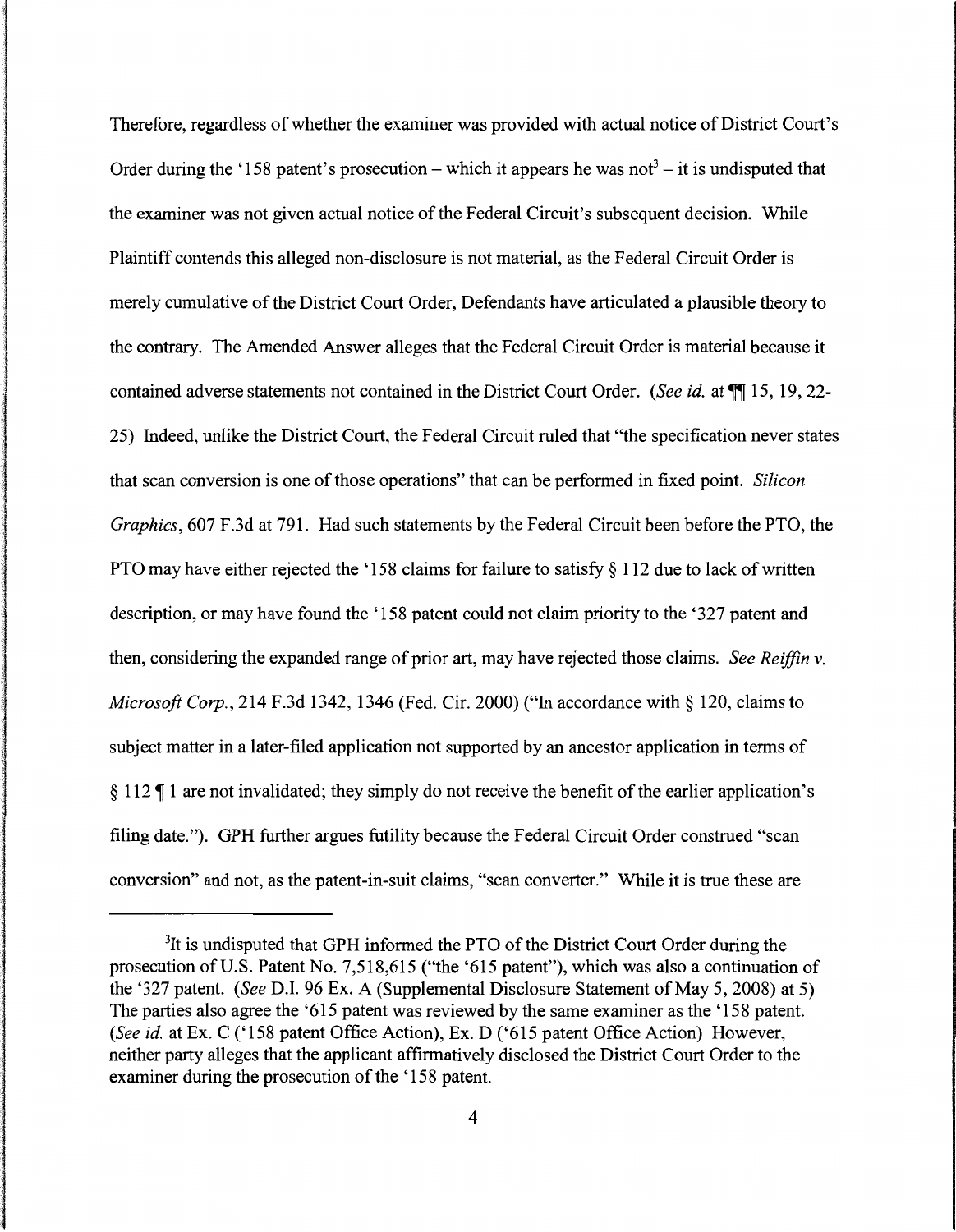Therefore, regardless of whether the examiner was provided with actual notice of District Court's Order during the '158 patent's prosecution – which it appears he was not[3] – it is undisputed that the examiner was not given actual notice of the Federal Circuit's subsequent decision. While Plaintiff contends this alleged non-disclosure is not material, as the Federal Circuit Order is merely cumulative of the District Court Order, Defendants have articulated a plausible theory to the contrary. The Amended Answer alleges that the Federal Circuit Order is material because it contained adverse statements not contained in the District Court Order. (*See id.* at ¶¶ 15, 19, 22-25) Indeed, unlike the District Court, the Federal Circuit ruled that "the specification never states that scan conversion is one of those operations" that can be performed in fixed point. *Silicon Graphics*, 607 F.3d at 791. Had such statements by the Federal Circuit been before the PTO, the PTO may have either rejected the '158 claims for failure to satisfy § 112 due to lack of written description, or may have found the '158 patent could not claim priority to the '327 patent and then, considering the expanded range of prior art, may have rejected those claims. *See Reiffin v. Microsoft Corp.*, 214 F.3d 1342, 1346 (Fed. Cir. 2000) ("In accordance with § 120, claims to subject matter in a later-filed application not supported by an ancestor application in terms of § 112 ¶ 1 are not invalidated; they simply do not receive the benefit of the earlier application's filing date."). GPH further argues futility because the Federal Circuit Order construed "scan conversion" and not, as the patent-in-suit claims, "scan converter." While it is true these are

[3]It is undisputed that GPH informed the PTO of the District Court Order during the prosecution of U.S. Patent No. 7,518,615 ("the '615 patent"), which was also a continuation of the '327 patent. (*See* D.I. 96 Ex. A (Supplemental Disclosure Statement of May 5, 2008) at 5) The parties also agree the '615 patent was reviewed by the same examiner as the '158 patent. (*See id.* at Ex. C ('158 patent Office Action), Ex. D ('615 patent Office Action) However, neither party alleges that the applicant affirmatively disclosed the District Court Order to the examiner during the prosecution of the '158 patent.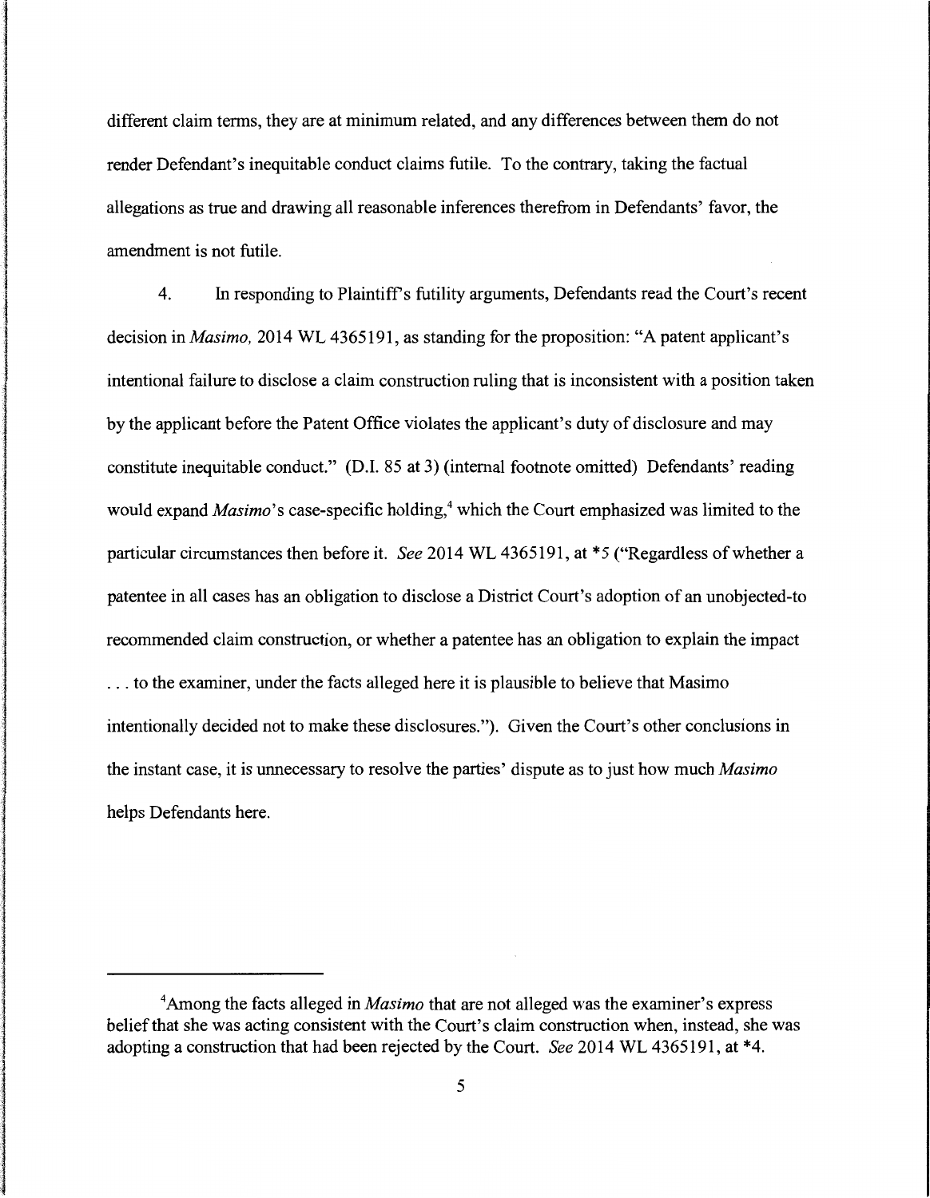different claim terms, they are at minimum related, and any differences between them do not render Defendant's inequitable conduct claims futile. To the contrary, taking the factual allegations as true and drawing all reasonable inferences therefrom in Defendants' favor, the amendment is not futile.

4. In responding to Plaintiff's futility arguments, Defendants read the Court's recent decision in *Masimo*, 2014 WL 4365191, as standing for the proposition: "A patent applicant's intentional failure to disclose a claim construction ruling that is inconsistent with a position taken by the applicant before the Patent Office violates the applicant's duty of disclosure and may constitute inequitable conduct." (D.I. 85 at 3) (internal footnote omitted) Defendants' reading would expand *Masimo*'s case-specific holding,[4] which the Court emphasized was limited to the particular circumstances then before it. *See* 2014 WL 4365191, at *5 ("Regardless of whether a patentee in all cases has an obligation to disclose a District Court's adoption of an unobjected-to recommended claim construction, or whether a patentee has an obligation to explain the impact . . . to the examiner, under the facts alleged here it is plausible to believe that Masimo intentionally decided not to make these disclosures."). Given the Court's other conclusions in the instant case, it is unnecessary to resolve the parties' dispute as to just how much *Masimo* helps Defendants here.

---

[4]Among the facts alleged in *Masimo* that are not alleged was the examiner's express belief that she was acting consistent with the Court's claim construction when, instead, she was adopting a construction that had been rejected by the Court. *See* 2014 WL 4365191, at *4.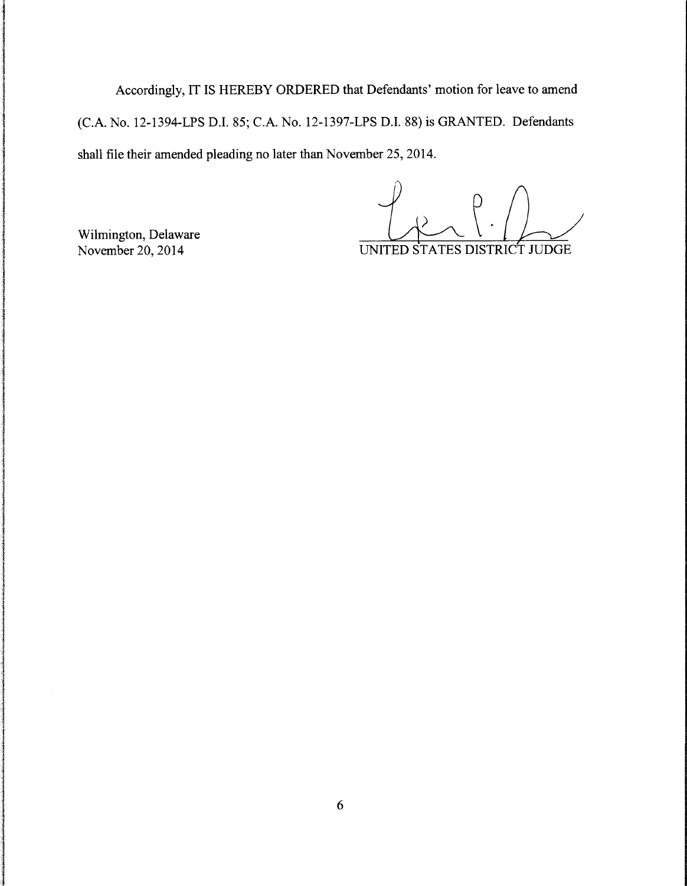Accordingly, IT IS HEREBY ORDERED that Defendants' motion for leave to amend (C.A. No. 12-1394-LPS D.I. 85; C.A. No. 12-1397-LPS D.I. 88) is GRANTED. Defendants shall file their amended pleading no later than November 25, 2014.

Wilmington, Delaware
November 20, 2014

UNITED STATES DISTRICT JUDGE